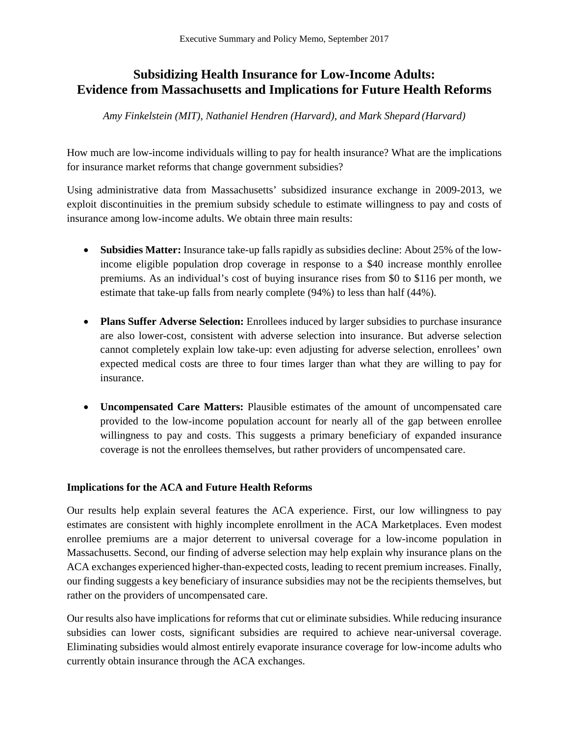Executive Summary and Policy Memo, September 2017

# Subsidizing Health Insurance for Low-Income Adults: Evidence from Massachusetts and Implications for Future Health Reforms

*Amy Finkelstein (MIT), Nathaniel Hendren (Harvard), and Mark Shepard (Harvard)*

How much are low-income individuals willing to pay for health insurance? What are the implications for insurance market reforms that change government subsidies?

Using administrative data from Massachusetts' subsidized insurance exchange in 2009-2013, we exploit discontinuities in the premium subsidy schedule to estimate willingness to pay and costs of insurance among low-income adults. We obtain three main results:

- **Subsidies Matter:** Insurance take-up falls rapidly as subsidies decline: About 25% of the low-income eligible population drop coverage in response to a $40 increase monthly enrollee premiums. As an individual's cost of buying insurance rises from $0 to $116 per month, we estimate that take-up falls from nearly complete (94%) to less than half (44%).

- **Plans Suffer Adverse Selection:** Enrollees induced by larger subsidies to purchase insurance are also lower-cost, consistent with adverse selection into insurance. But adverse selection cannot completely explain low take-up: even adjusting for adverse selection, enrollees' own expected medical costs are three to four times larger than what they are willing to pay for insurance.

- **Uncompensated Care Matters:** Plausible estimates of the amount of uncompensated care provided to the low-income population account for nearly all of the gap between enrollee willingness to pay and costs. This suggests a primary beneficiary of expanded insurance coverage is not the enrollees themselves, but rather providers of uncompensated care.

### Implications for the ACA and Future Health Reforms

Our results help explain several features the ACA experience. First, our low willingness to pay estimates are consistent with highly incomplete enrollment in the ACA Marketplaces. Even modest enrollee premiums are a major deterrent to universal coverage for a low-income population in Massachusetts. Second, our finding of adverse selection may help explain why insurance plans on the ACA exchanges experienced higher-than-expected costs, leading to recent premium increases. Finally, our finding suggests a key beneficiary of insurance subsidies may not be the recipients themselves, but rather on the providers of uncompensated care.

Our results also have implications for reforms that cut or eliminate subsidies. While reducing insurance subsidies can lower costs, significant subsidies are required to achieve near-universal coverage. Eliminating subsidies would almost entirely evaporate insurance coverage for low-income adults who currently obtain insurance through the ACA exchanges.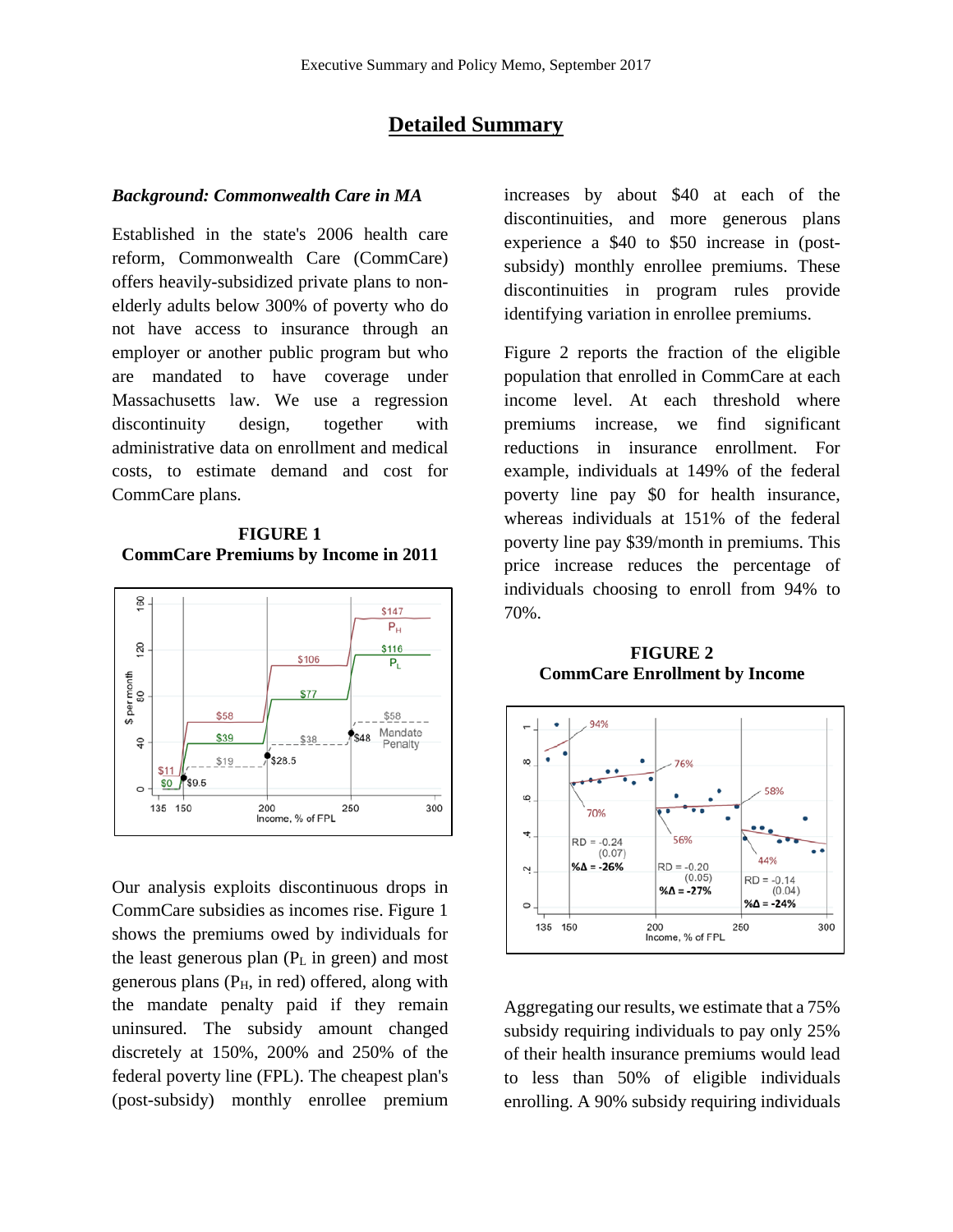# Detailed Summary

***Background: Commonwealth Care in MA***

Established in the state's 2006 health care reform, Commonwealth Care (CommCare) offers heavily-subsidized private plans to non-elderly adults below 300% of poverty who do not have access to insurance through an employer or another public program but who are mandated to have coverage under Massachusetts law. We use a regression discontinuity design, together with administrative data on enrollment and medical costs, to estimate demand and cost for CommCare plans.

**FIGURE 1**
**CommCare Premiums by Income in 2011**

Our analysis exploits discontinuous drops in CommCare subsidies as incomes rise. Figure 1 shows the premiums owed by individuals for the least generous plan ($P_L$ in green) and most generous plans ($P_H$, in red) offered, along with the mandate penalty paid if they remain uninsured. The subsidy amount changed discretely at 150%, 200% and 250% of the federal poverty line (FPL). The cheapest plan's (post-subsidy) monthly enrollee premium increases by about $40 at each of the discontinuities, and more generous plans experience a $40 to $50 increase in (post-subsidy) monthly enrollee premiums. These discontinuities in program rules provide identifying variation in enrollee premiums.

Figure 2 reports the fraction of the eligible population that enrolled in CommCare at each income level. At each threshold where premiums increase, we find significant reductions in insurance enrollment. For example, individuals at 149% of the federal poverty line pay $0 for health insurance, whereas individuals at 151% of the federal poverty line pay $39/month in premiums. This price increase reduces the percentage of individuals choosing to enroll from 94% to 70%.

**FIGURE 2**
**CommCare Enrollment by Income**

Aggregating our results, we estimate that a 75% subsidy requiring individuals to pay only 25% of their health insurance premiums would lead to less than 50% of eligible individuals enrolling. A 90% subsidy requiring individuals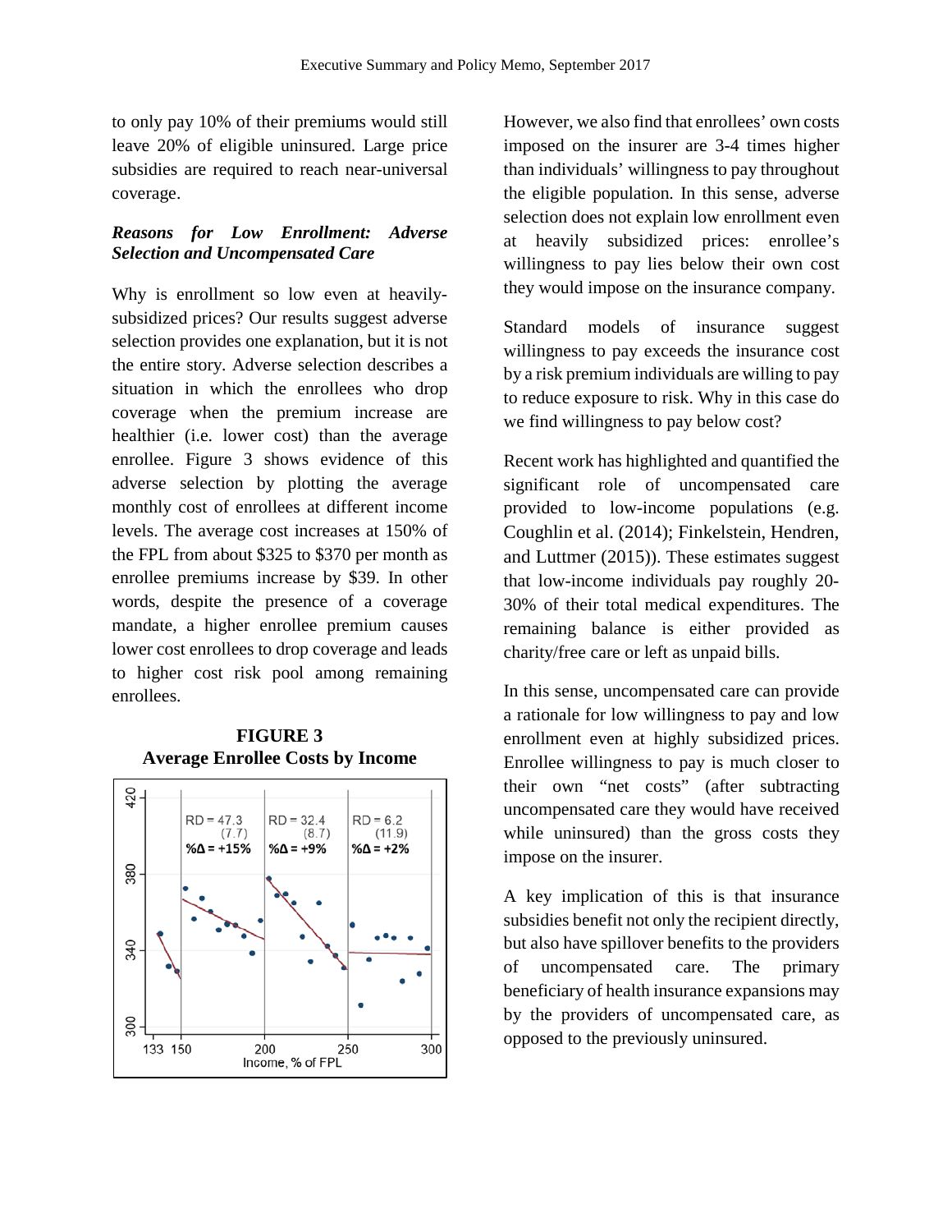to only pay 10% of their premiums would still leave 20% of eligible uninsured. Large price subsidies are required to reach near-universal coverage.

### *Reasons for Low Enrollment: Adverse Selection and Uncompensated Care*

Why is enrollment so low even at heavily-subsidized prices? Our results suggest adverse selection provides one explanation, but it is not the entire story. Adverse selection describes a situation in which the enrollees who drop coverage when the premium increase are healthier (i.e. lower cost) than the average enrollee. Figure 3 shows evidence of this adverse selection by plotting the average monthly cost of enrollees at different income levels. The average cost increases at 150% of the FPL from about $325 to $370 per month as enrollee premiums increase by $39. In other words, despite the presence of a coverage mandate, a higher enrollee premium causes lower cost enrollees to drop coverage and leads to higher cost risk pool among remaining enrollees.

**FIGURE 3**
**Average Enrollee Costs by Income**

However, we also find that enrollees' own costs imposed on the insurer are 3-4 times higher than individuals' willingness to pay throughout the eligible population. In this sense, adverse selection does not explain low enrollment even at heavily subsidized prices: enrollee's willingness to pay lies below their own cost they would impose on the insurance company.

Standard models of insurance suggest willingness to pay exceeds the insurance cost by a risk premium individuals are willing to pay to reduce exposure to risk. Why in this case do we find willingness to pay below cost?

Recent work has highlighted and quantified the significant role of uncompensated care provided to low-income populations (e.g. Coughlin et al. (2014); Finkelstein, Hendren, and Luttmer (2015)). These estimates suggest that low-income individuals pay roughly 20-30% of their total medical expenditures. The remaining balance is either provided as charity/free care or left as unpaid bills.

In this sense, uncompensated care can provide a rationale for low willingness to pay and low enrollment even at highly subsidized prices. Enrollee willingness to pay is much closer to their own "net costs" (after subtracting uncompensated care they would have received while uninsured) than the gross costs they impose on the insurer.

A key implication of this is that insurance subsidies benefit not only the recipient directly, but also have spillover benefits to the providers of uncompensated care. The primary beneficiary of health insurance expansions may by the providers of uncompensated care, as opposed to the previously uninsured.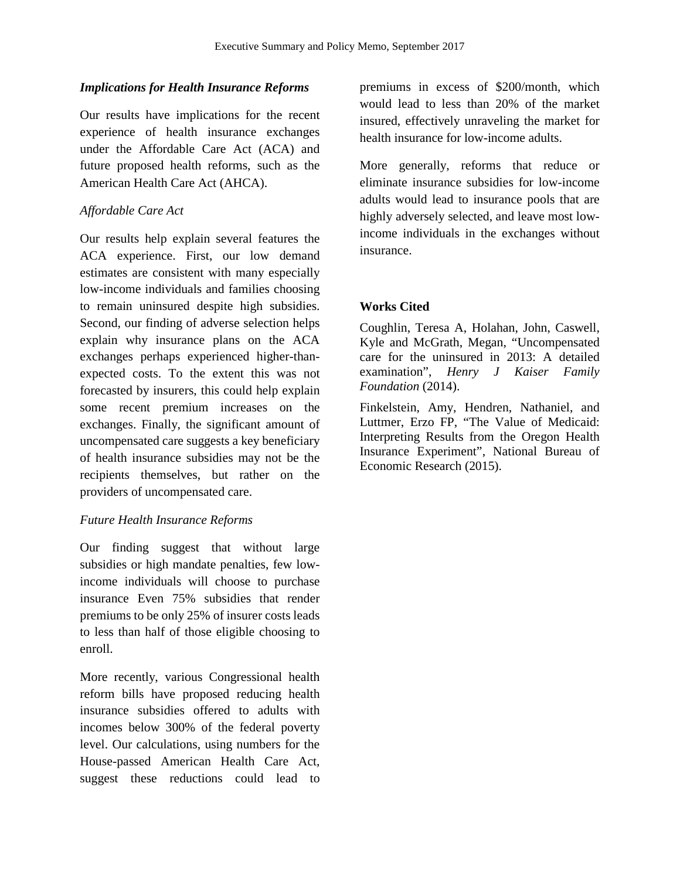### *Implications for Health Insurance Reforms*

Our results have implications for the recent experience of health insurance exchanges under the Affordable Care Act (ACA) and future proposed health reforms, such as the American Health Care Act (AHCA).

*Affordable Care Act*

Our results help explain several features the ACA experience. First, our low demand estimates are consistent with many especially low-income individuals and families choosing to remain uninsured despite high subsidies. Second, our finding of adverse selection helps explain why insurance plans on the ACA exchanges perhaps experienced higher-than-expected costs. To the extent this was not forecasted by insurers, this could help explain some recent premium increases on the exchanges. Finally, the significant amount of uncompensated care suggests a key beneficiary of health insurance subsidies may not be the recipients themselves, but rather on the providers of uncompensated care.

*Future Health Insurance Reforms*

Our finding suggest that without large subsidies or high mandate penalties, few low-income individuals will choose to purchase insurance Even 75% subsidies that render premiums to be only 25% of insurer costs leads to less than half of those eligible choosing to enroll.

More recently, various Congressional health reform bills have proposed reducing health insurance subsidies offered to adults with incomes below 300% of the federal poverty level. Our calculations, using numbers for the House-passed American Health Care Act, suggest these reductions could lead to premiums in excess of $200/month, which would lead to less than 20% of the market insured, effectively unraveling the market for health insurance for low-income adults.

More generally, reforms that reduce or eliminate insurance subsidies for low-income adults would lead to insurance pools that are highly adversely selected, and leave most low-income individuals in the exchanges without insurance.

### Works Cited

Coughlin, Teresa A, Holahan, John, Caswell, Kyle and McGrath, Megan, "Uncompensated care for the uninsured in 2013: A detailed examination", *Henry J Kaiser Family Foundation* (2014).

Finkelstein, Amy, Hendren, Nathaniel, and Luttmer, Erzo FP, "The Value of Medicaid: Interpreting Results from the Oregon Health Insurance Experiment", National Bureau of Economic Research (2015).